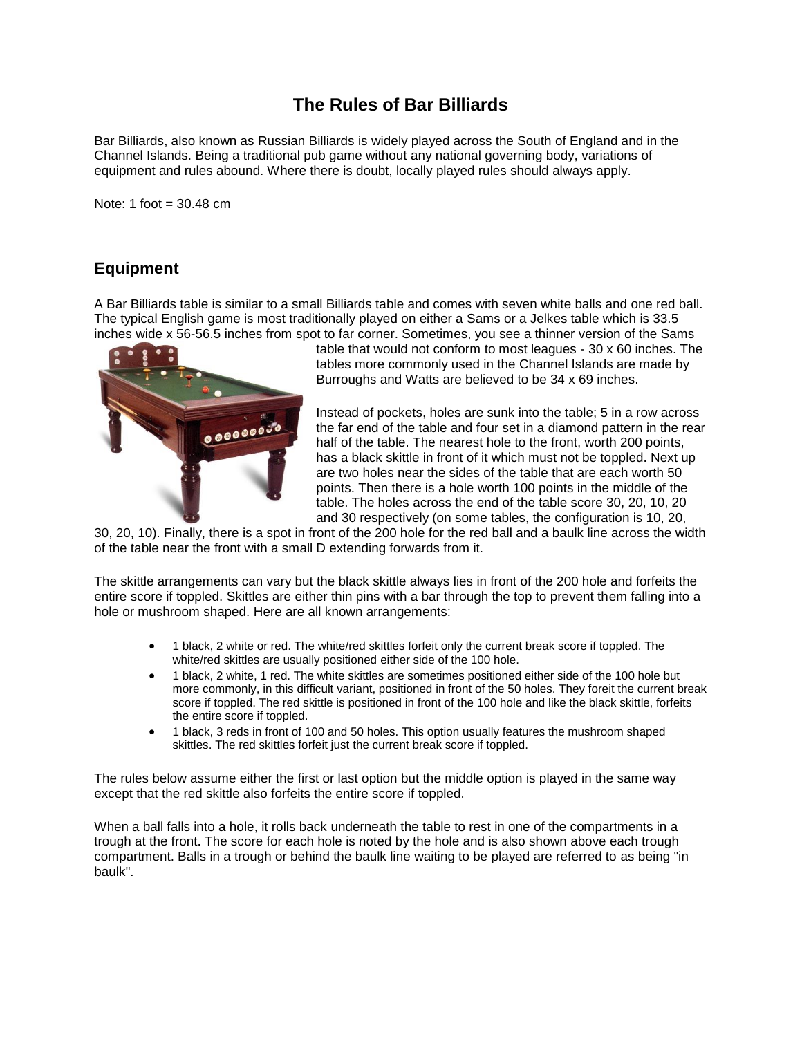# The Rules of Bar Billiards

Bar Billiards, also known as Russian Billiards is widely played across the South of England and in the Channel Islands. Being a traditional pub game without any national governing body, variations of equipment and rules abound. Where there is doubt, locally played rules should always apply.

Note: 1 foot = 30.48 cm

## Equipment

A Bar Billiards table is similar to a small Billiards table and comes with seven white balls and one red ball. The typical English game is most traditionally played on either a Sams or a Jelkes table which is 33.5 inches wide x 56-56.5 inches from spot to far corner. Sometimes, you see a thinner version of the Sams table that would not conform to most leagues - 30 x 60 inches. The tables more commonly used in the Channel Islands are made by Burroughs and Watts are believed to be 34 x 69 inches.

Instead of pockets, holes are sunk into the table; 5 in a row across the far end of the table and four set in a diamond pattern in the rear half of the table. The nearest hole to the front, worth 200 points, has a black skittle in front of it which must not be toppled. Next up are two holes near the sides of the table that are each worth 50 points. Then there is a hole worth 100 points in the middle of the table. The holes across the end of the table score 30, 20, 10, 20 and 30 respectively (on some tables, the configuration is 10, 20, 30, 20, 10). Finally, there is a spot in front of the 200 hole for the red ball and a baulk line across the width of the table near the front with a small D extending forwards from it.

The skittle arrangements can vary but the black skittle always lies in front of the 200 hole and forfeits the entire score if toppled. Skittles are either thin pins with a bar through the top to prevent them falling into a hole or mushroom shaped. Here are all known arrangements:

- 1 black, 2 white or red. The white/red skittles forfeit only the current break score if toppled. The white/red skittles are usually positioned either side of the 100 hole.
- 1 black, 2 white, 1 red. The white skittles are sometimes positioned either side of the 100 hole but more commonly, in this difficult variant, positioned in front of the 50 holes. They foreit the current break score if toppled. The red skittle is positioned in front of the 100 hole and like the black skittle, forfeits the entire score if toppled.
- 1 black, 3 reds in front of 100 and 50 holes. This option usually features the mushroom shaped skittles. The red skittles forfeit just the current break score if toppled.

The rules below assume either the first or last option but the middle option is played in the same way except that the red skittle also forfeits the entire score if toppled.

When a ball falls into a hole, it rolls back underneath the table to rest in one of the compartments in a trough at the front. The score for each hole is noted by the hole and is also shown above each trough compartment. Balls in a trough or behind the baulk line waiting to be played are referred to as being "in baulk".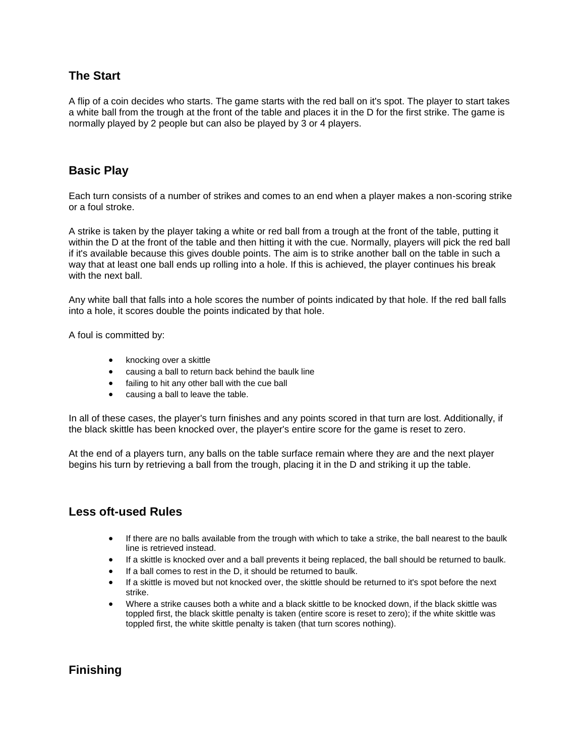## The Start

A flip of a coin decides who starts. The game starts with the red ball on it's spot. The player to start takes a white ball from the trough at the front of the table and places it in the D for the first strike. The game is normally played by 2 people but can also be played by 3 or 4 players.

## Basic Play

Each turn consists of a number of strikes and comes to an end when a player makes a non-scoring strike or a foul stroke.

A strike is taken by the player taking a white or red ball from a trough at the front of the table, putting it within the D at the front of the table and then hitting it with the cue. Normally, players will pick the red ball if it's available because this gives double points. The aim is to strike another ball on the table in such a way that at least one ball ends up rolling into a hole. If this is achieved, the player continues his break with the next ball.

Any white ball that falls into a hole scores the number of points indicated by that hole. If the red ball falls into a hole, it scores double the points indicated by that hole.

A foul is committed by:

- knocking over a skittle
- causing a ball to return back behind the baulk line
- failing to hit any other ball with the cue ball
- causing a ball to leave the table.

In all of these cases, the player's turn finishes and any points scored in that turn are lost. Additionally, if the black skittle has been knocked over, the player's entire score for the game is reset to zero.

At the end of a players turn, any balls on the table surface remain where they are and the next player begins his turn by retrieving a ball from the trough, placing it in the D and striking it up the table.

## Less oft-used Rules

- If there are no balls available from the trough with which to take a strike, the ball nearest to the baulk line is retrieved instead.
- If a skittle is knocked over and a ball prevents it being replaced, the ball should be returned to baulk.
- If a ball comes to rest in the D, it should be returned to baulk.
- If a skittle is moved but not knocked over, the skittle should be returned to it's spot before the next strike.
- Where a strike causes both a white and a black skittle to be knocked down, if the black skittle was toppled first, the black skittle penalty is taken (entire score is reset to zero); if the white skittle was toppled first, the white skittle penalty is taken (that turn scores nothing).

## Finishing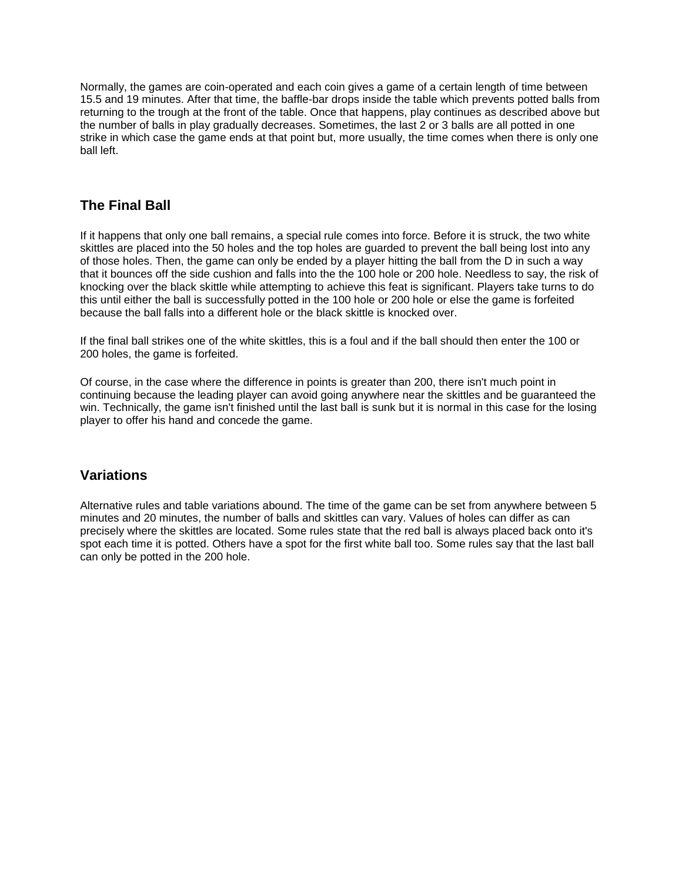Normally, the games are coin-operated and each coin gives a game of a certain length of time between 15.5 and 19 minutes. After that time, the baffle-bar drops inside the table which prevents potted balls from returning to the trough at the front of the table. Once that happens, play continues as described above but the number of balls in play gradually decreases. Sometimes, the last 2 or 3 balls are all potted in one strike in which case the game ends at that point but, more usually, the time comes when there is only one ball left.

## The Final Ball

If it happens that only one ball remains, a special rule comes into force. Before it is struck, the two white skittles are placed into the 50 holes and the top holes are guarded to prevent the ball being lost into any of those holes. Then, the game can only be ended by a player hitting the ball from the D in such a way that it bounces off the side cushion and falls into the the 100 hole or 200 hole. Needless to say, the risk of knocking over the black skittle while attempting to achieve this feat is significant. Players take turns to do this until either the ball is successfully potted in the 100 hole or 200 hole or else the game is forfeited because the ball falls into a different hole or the black skittle is knocked over.

If the final ball strikes one of the white skittles, this is a foul and if the ball should then enter the 100 or 200 holes, the game is forfeited.

Of course, in the case where the difference in points is greater than 200, there isn't much point in continuing because the leading player can avoid going anywhere near the skittles and be guaranteed the win. Technically, the game isn't finished until the last ball is sunk but it is normal in this case for the losing player to offer his hand and concede the game.

## Variations

Alternative rules and table variations abound. The time of the game can be set from anywhere between 5 minutes and 20 minutes, the number of balls and skittles can vary. Values of holes can differ as can precisely where the skittles are located. Some rules state that the red ball is always placed back onto it's spot each time it is potted. Others have a spot for the first white ball too. Some rules say that the last ball can only be potted in the 200 hole.